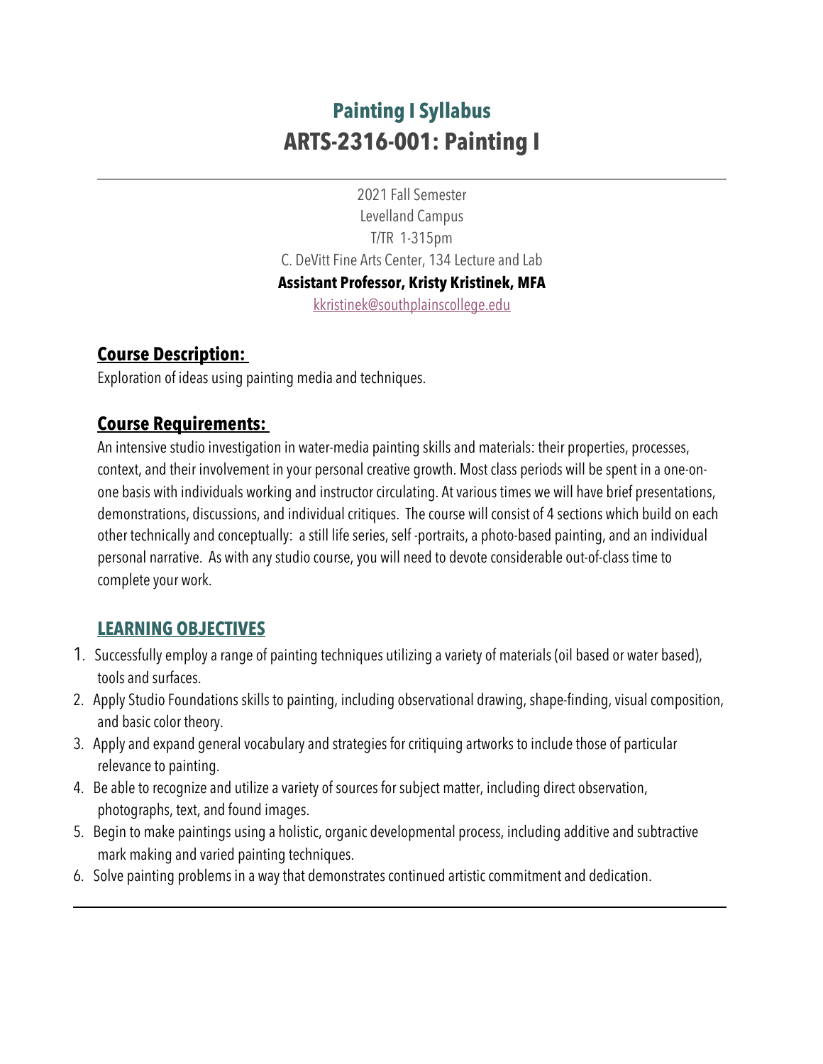# Painting I Syllabus

# ARTS-2316-001: Painting I

---

2021 Fall Semester
Levelland Campus
T/TR 1-315pm
C. DeVitt Fine Arts Center, 134 Lecture and Lab
**Assistant Professor, Kristy Kristinek, MFA**
kkristinek@southplainscollege.edu

## Course Description:

Exploration of ideas using painting media and techniques.

## Course Requirements:

An intensive studio investigation in water-media painting skills and materials: their properties, processes, context, and their involvement in your personal creative growth. Most class periods will be spent in a one-on-one basis with individuals working and instructor circulating. At various times we will have brief presentations, demonstrations, discussions, and individual critiques. The course will consist of 4 sections which build on each other technically and conceptually: a still life series, self -portraits, a photo-based painting, and an individual personal narrative. As with any studio course, you will need to devote considerable out-of-class time to complete your work.

## LEARNING OBJECTIVES

1. Successfully employ a range of painting techniques utilizing a variety of materials (oil based or water based), tools and surfaces.
2. Apply Studio Foundations skills to painting, including observational drawing, shape-finding, visual composition, and basic color theory.
3. Apply and expand general vocabulary and strategies for critiquing artworks to include those of particular relevance to painting.
4. Be able to recognize and utilize a variety of sources for subject matter, including direct observation, photographs, text, and found images.
5. Begin to make paintings using a holistic, organic developmental process, including additive and subtractive mark making and varied painting techniques.
6. Solve painting problems in a way that demonstrates continued artistic commitment and dedication.

---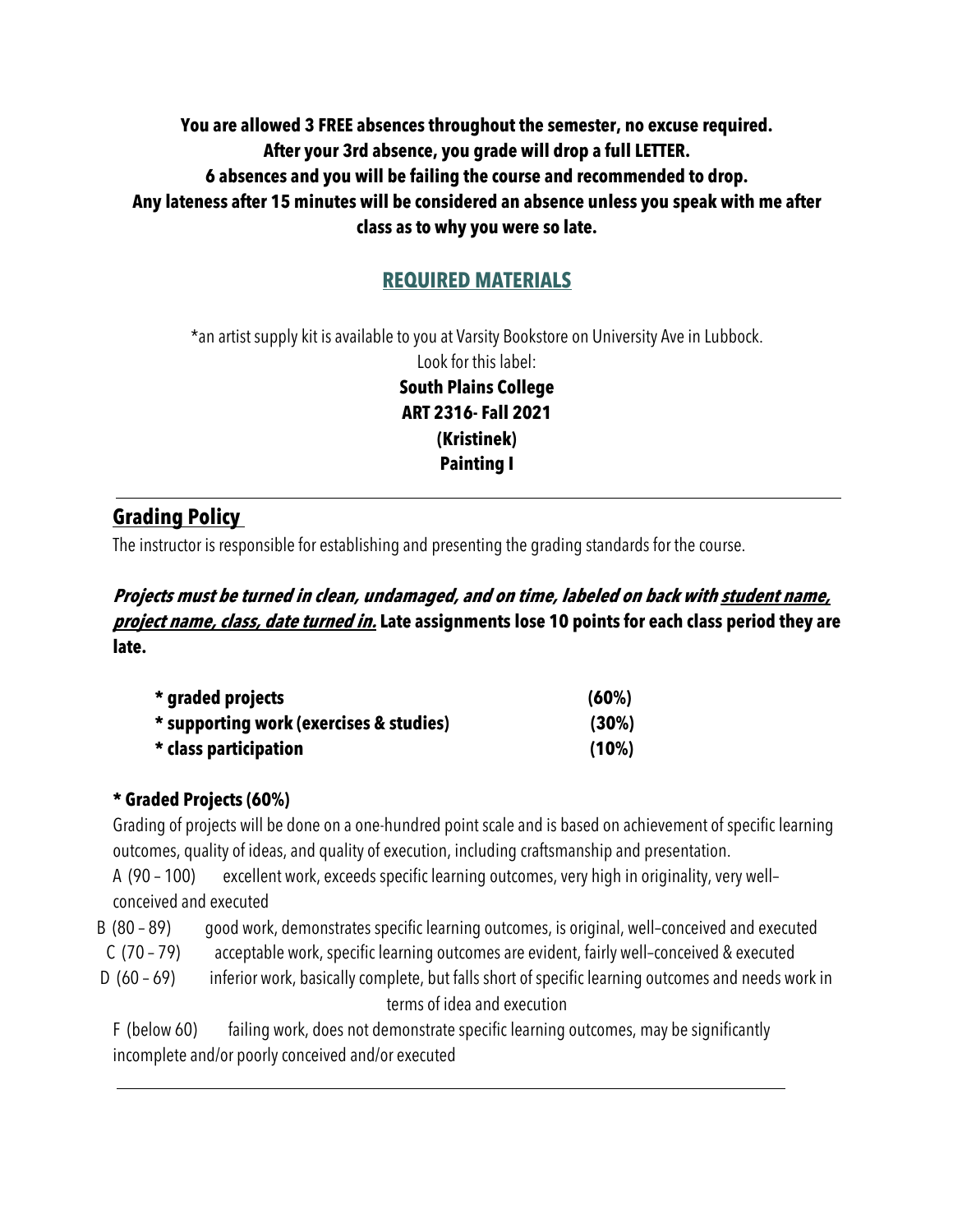**You are allowed 3 FREE absences throughout the semester, no excuse required.**
**After your 3rd absence, you grade will drop a full LETTER.**
**6 absences and you will be failing the course and recommended to drop.**
**Any lateness after 15 minutes will be considered an absence unless you speak with me after class as to why you were so late.**

## REQUIRED MATERIALS

*an artist supply kit is available to you at Varsity Bookstore on University Ave in Lubbock.
Look for this label:

**South Plains College**
**ART 2316- Fall 2021**
**(Kristinek)**
**Painting I**

---

## Grading Policy

The instructor is responsible for establishing and presenting the grading standards for the course.

***Projects must be turned in clean, undamaged, and on time, labeled on back with student name, project name, class, date turned in.*** **Late assignments lose 10 points for each class period they are late.**

| | |
|---|---|
| **\* graded projects** | **(60%)** |
| **\* supporting work (exercises & studies)** | **(30%)** |
| **\* class participation** | **(10%)** |

### * Graded Projects (60%)

Grading of projects will be done on a one-hundred point scale and is based on achievement of specific learning outcomes, quality of ideas, and quality of execution, including craftsmanship and presentation.

A (90 – 100) excellent work, exceeds specific learning outcomes, very high in originality, very well–conceived and executed

B (80 – 89) good work, demonstrates specific learning outcomes, is original, well–conceived and executed

C (70 – 79) acceptable work, specific learning outcomes are evident, fairly well–conceived & executed

D (60 – 69) inferior work, basically complete, but falls short of specific learning outcomes and needs work in terms of idea and execution

F (below 60) failing work, does not demonstrate specific learning outcomes, may be significantly incomplete and/or poorly conceived and/or executed

---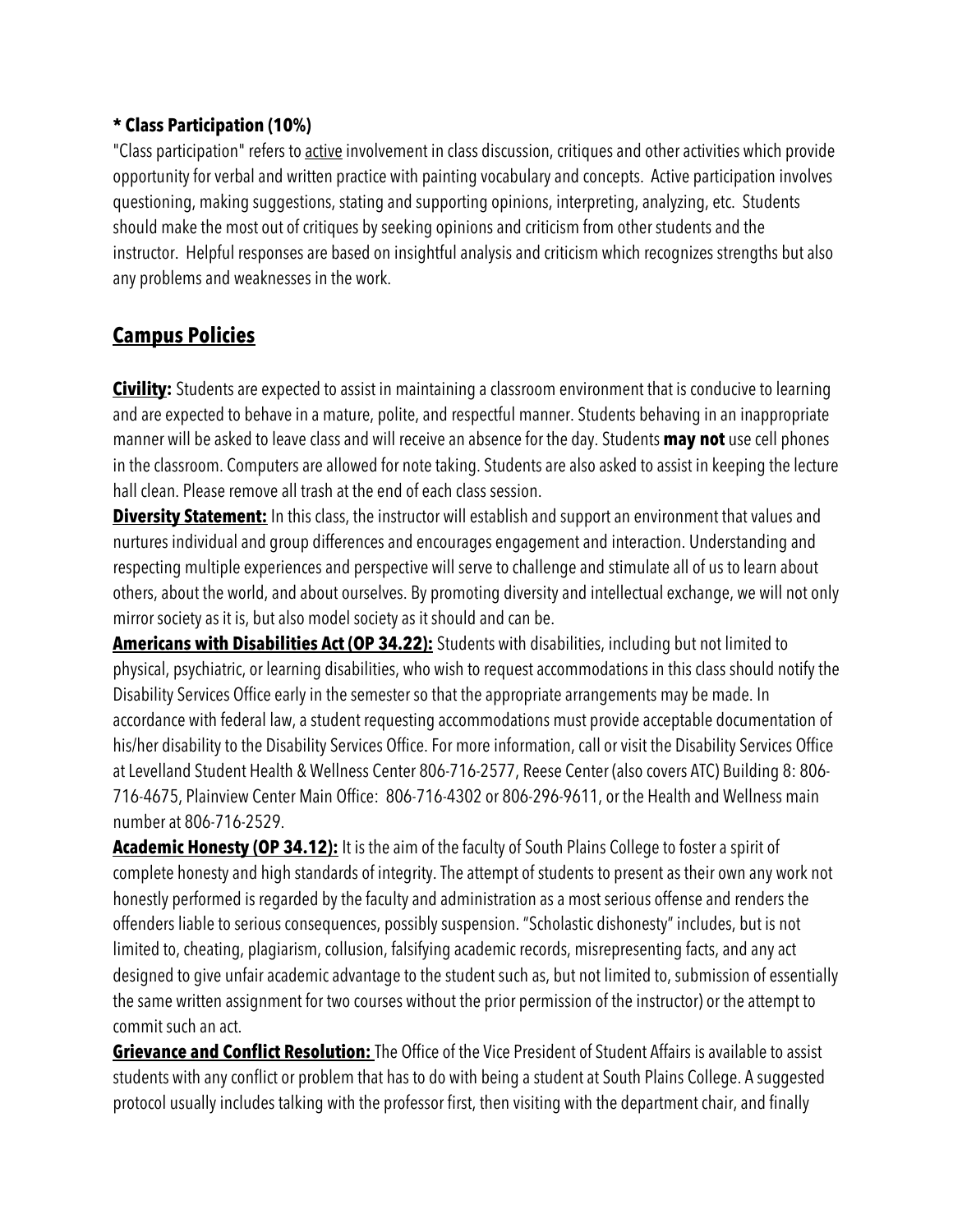**\* Class Participation (10%)**

"Class participation" refers to active involvement in class discussion, critiques and other activities which provide opportunity for verbal and written practice with painting vocabulary and concepts. Active participation involves questioning, making suggestions, stating and supporting opinions, interpreting, analyzing, etc. Students should make the most out of critiques by seeking opinions and criticism from other students and the instructor. Helpful responses are based on insightful analysis and criticism which recognizes strengths but also any problems and weaknesses in the work.

## Campus Policies

**Civility:** Students are expected to assist in maintaining a classroom environment that is conducive to learning and are expected to behave in a mature, polite, and respectful manner. Students behaving in an inappropriate manner will be asked to leave class and will receive an absence for the day. Students **may not** use cell phones in the classroom. Computers are allowed for note taking. Students are also asked to assist in keeping the lecture hall clean. Please remove all trash at the end of each class session.

**Diversity Statement:** In this class, the instructor will establish and support an environment that values and nurtures individual and group differences and encourages engagement and interaction. Understanding and respecting multiple experiences and perspective will serve to challenge and stimulate all of us to learn about others, about the world, and about ourselves. By promoting diversity and intellectual exchange, we will not only mirror society as it is, but also model society as it should and can be.

**Americans with Disabilities Act (OP 34.22):** Students with disabilities, including but not limited to physical, psychiatric, or learning disabilities, who wish to request accommodations in this class should notify the Disability Services Office early in the semester so that the appropriate arrangements may be made. In accordance with federal law, a student requesting accommodations must provide acceptable documentation of his/her disability to the Disability Services Office. For more information, call or visit the Disability Services Office at Levelland Student Health & Wellness Center 806-716-2577, Reese Center (also covers ATC) Building 8: 806-716-4675, Plainview Center Main Office: 806-716-4302 or 806-296-9611, or the Health and Wellness main number at 806-716-2529.

**Academic Honesty (OP 34.12):** It is the aim of the faculty of South Plains College to foster a spirit of complete honesty and high standards of integrity. The attempt of students to present as their own any work not honestly performed is regarded by the faculty and administration as a most serious offense and renders the offenders liable to serious consequences, possibly suspension. "Scholastic dishonesty" includes, but is not limited to, cheating, plagiarism, collusion, falsifying academic records, misrepresenting facts, and any act designed to give unfair academic advantage to the student such as, but not limited to, submission of essentially the same written assignment for two courses without the prior permission of the instructor) or the attempt to commit such an act.

**Grievance and Conflict Resolution:** The Office of the Vice President of Student Affairs is available to assist students with any conflict or problem that has to do with being a student at South Plains College. A suggested protocol usually includes talking with the professor first, then visiting with the department chair, and finally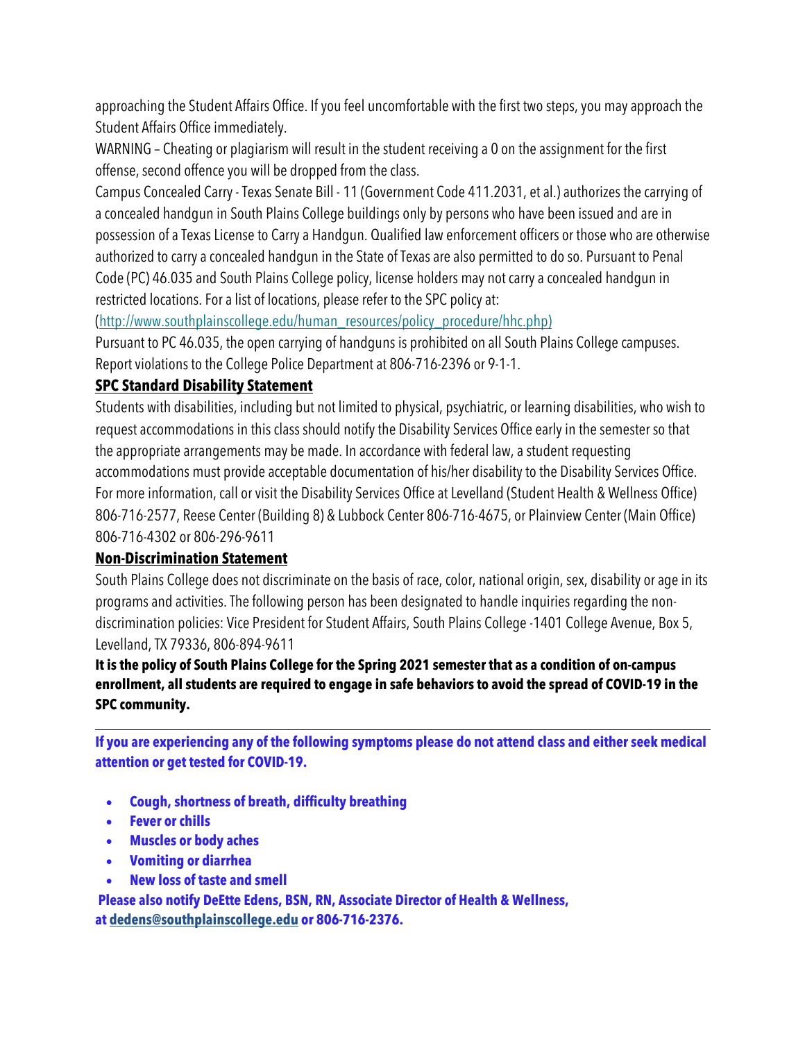approaching the Student Affairs Office. If you feel uncomfortable with the first two steps, you may approach the Student Affairs Office immediately.

WARNING – Cheating or plagiarism will result in the student receiving a 0 on the assignment for the first offense, second offence you will be dropped from the class.

Campus Concealed Carry - Texas Senate Bill - 11 (Government Code 411.2031, et al.) authorizes the carrying of a concealed handgun in South Plains College buildings only by persons who have been issued and are in possession of a Texas License to Carry a Handgun. Qualified law enforcement officers or those who are otherwise authorized to carry a concealed handgun in the State of Texas are also permitted to do so. Pursuant to Penal Code (PC) 46.035 and South Plains College policy, license holders may not carry a concealed handgun in restricted locations. For a list of locations, please refer to the SPC policy at:

(http://www.southplainscollege.edu/human_resources/policy_procedure/hhc.php)

Pursuant to PC 46.035, the open carrying of handguns is prohibited on all South Plains College campuses. Report violations to the College Police Department at 806-716-2396 or 9-1-1.

**SPC Standard Disability Statement**

Students with disabilities, including but not limited to physical, psychiatric, or learning disabilities, who wish to request accommodations in this class should notify the Disability Services Office early in the semester so that the appropriate arrangements may be made. In accordance with federal law, a student requesting accommodations must provide acceptable documentation of his/her disability to the Disability Services Office. For more information, call or visit the Disability Services Office at Levelland (Student Health & Wellness Office) 806-716-2577, Reese Center (Building 8) & Lubbock Center 806-716-4675, or Plainview Center (Main Office) 806-716-4302 or 806-296-9611

**Non-Discrimination Statement**

South Plains College does not discriminate on the basis of race, color, national origin, sex, disability or age in its programs and activities. The following person has been designated to handle inquiries regarding the non-discrimination policies: Vice President for Student Affairs, South Plains College -1401 College Avenue, Box 5, Levelland, TX 79336, 806-894-9611

**It is the policy of South Plains College for the Spring 2021 semester that as a condition of on-campus enrollment, all students are required to engage in safe behaviors to avoid the spread of COVID-19 in the SPC community.**

---

**If you are experiencing any of the following symptoms please do not attend class and either seek medical attention or get tested for COVID-19.**

- **Cough, shortness of breath, difficulty breathing**
- **Fever or chills**
- **Muscles or body aches**
- **Vomiting or diarrhea**
- **New loss of taste and smell**

**Please also notify DeEtte Edens, BSN, RN, Associate Director of Health & Wellness, at dedens@southplainscollege.edu or 806-716-2376.**